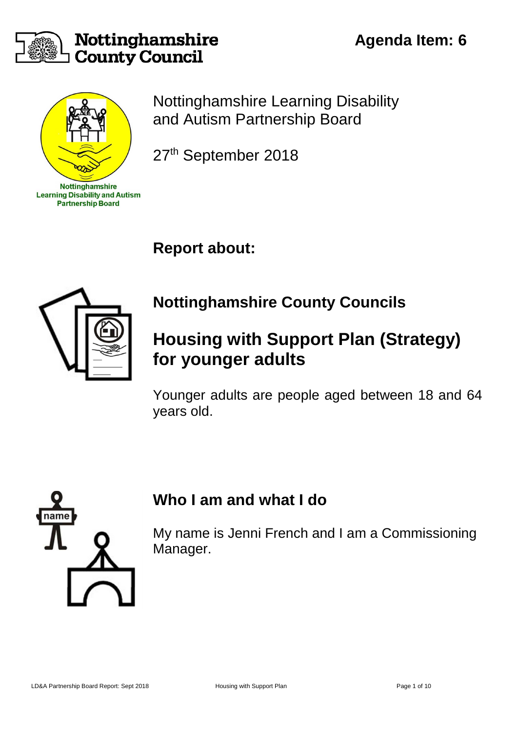Nottinghamshire County Council

**Agenda Item: 6**

Nottinghamshire Learning Disability and Autism Partnership Board

Nottinghamshire Learning Disability and Autism Partnership Board

27th September 2018

## Report about:

### Nottinghamshire County Councils

# Housing with Support Plan (Strategy) for younger adults

Younger adults are people aged between 18 and 64 years old.

### Who I am and what I do

My name is Jenni French and I am a Commissioning Manager.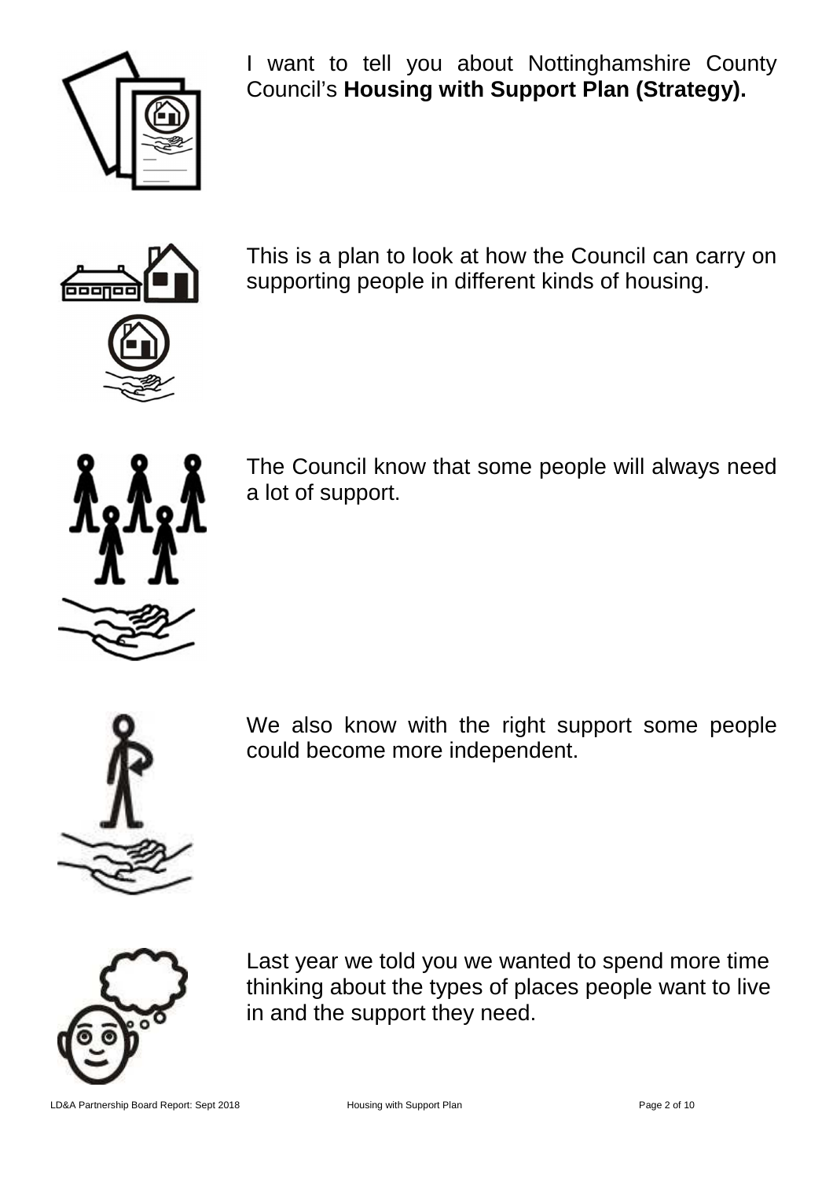I want to tell you about Nottinghamshire County Council's **Housing with Support Plan (Strategy).**

This is a plan to look at how the Council can carry on supporting people in different kinds of housing.

The Council know that some people will always need a lot of support.

We also know with the right support some people could become more independent.

Last year we told you we wanted to spend more time thinking about the types of places people want to live in and the support they need.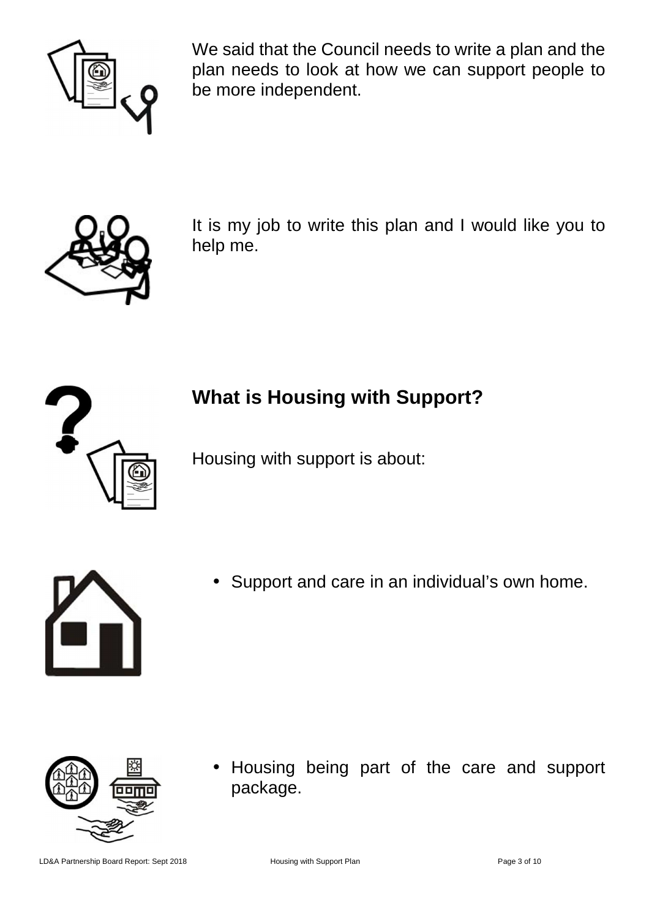We said that the Council needs to write a plan and the plan needs to look at how we can support people to be more independent.

It is my job to write this plan and I would like you to help me.

## What is Housing with Support?

Housing with support is about:

- Support and care in an individual's own home.
- Housing being part of the care and support package.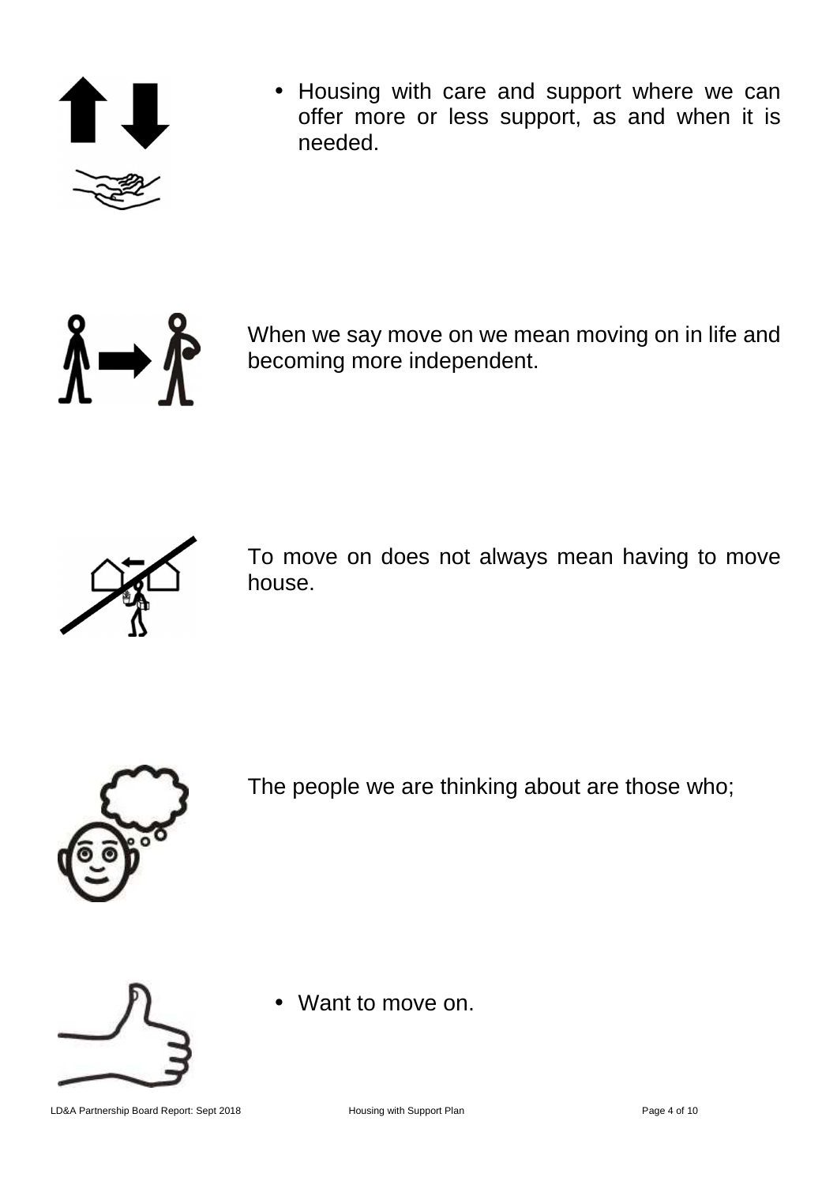- Housing with care and support where we can offer more or less support, as and when it is needed.

When we say move on we mean moving on in life and becoming more independent.

To move on does not always mean having to move house.

The people we are thinking about are those who;

- Want to move on.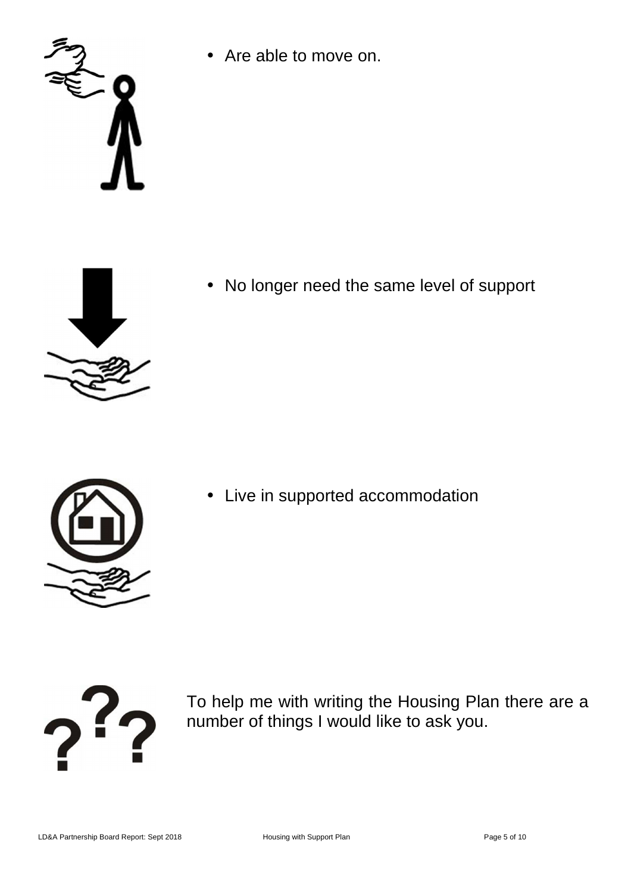- Are able to move on.

- No longer need the same level of support

- Live in supported accommodation

To help me with writing the Housing Plan there are a number of things I would like to ask you.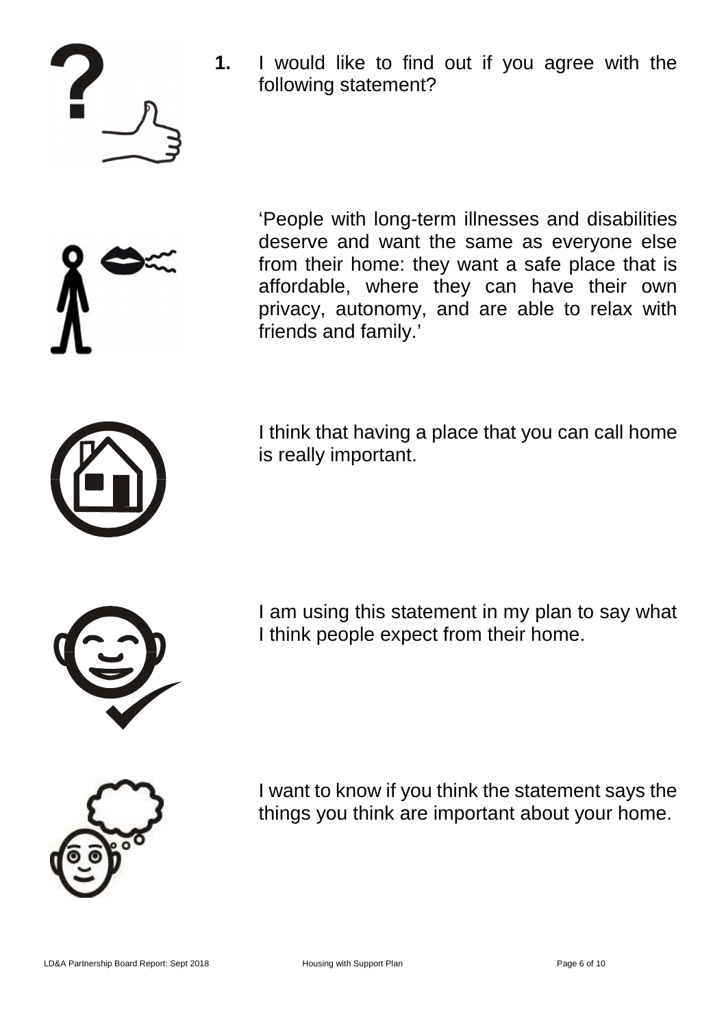1. I would like to find out if you agree with the following statement?

'People with long-term illnesses and disabilities deserve and want the same as everyone else from their home: they want a safe place that is affordable, where they can have their own privacy, autonomy, and are able to relax with friends and family.'

I think that having a place that you can call home is really important.

I am using this statement in my plan to say what I think people expect from their home.

I want to know if you think the statement says the things you think are important about your home.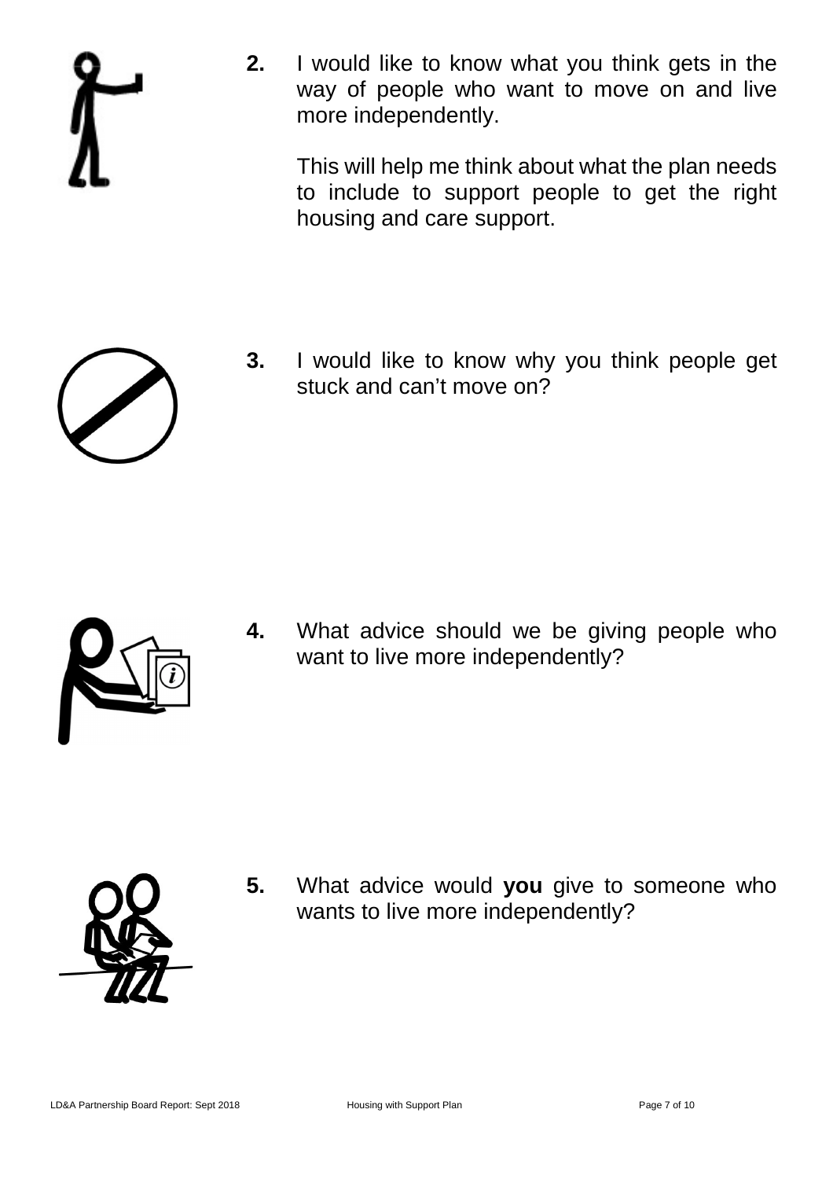2. I would like to know what you think gets in the way of people who want to move on and live more independently.

   This will help me think about what the plan needs to include to support people to get the right housing and care support.

3. I would like to know why you think people get stuck and can't move on?

4. What advice should we be giving people who want to live more independently?

5. What advice would **you** give to someone who wants to live more independently?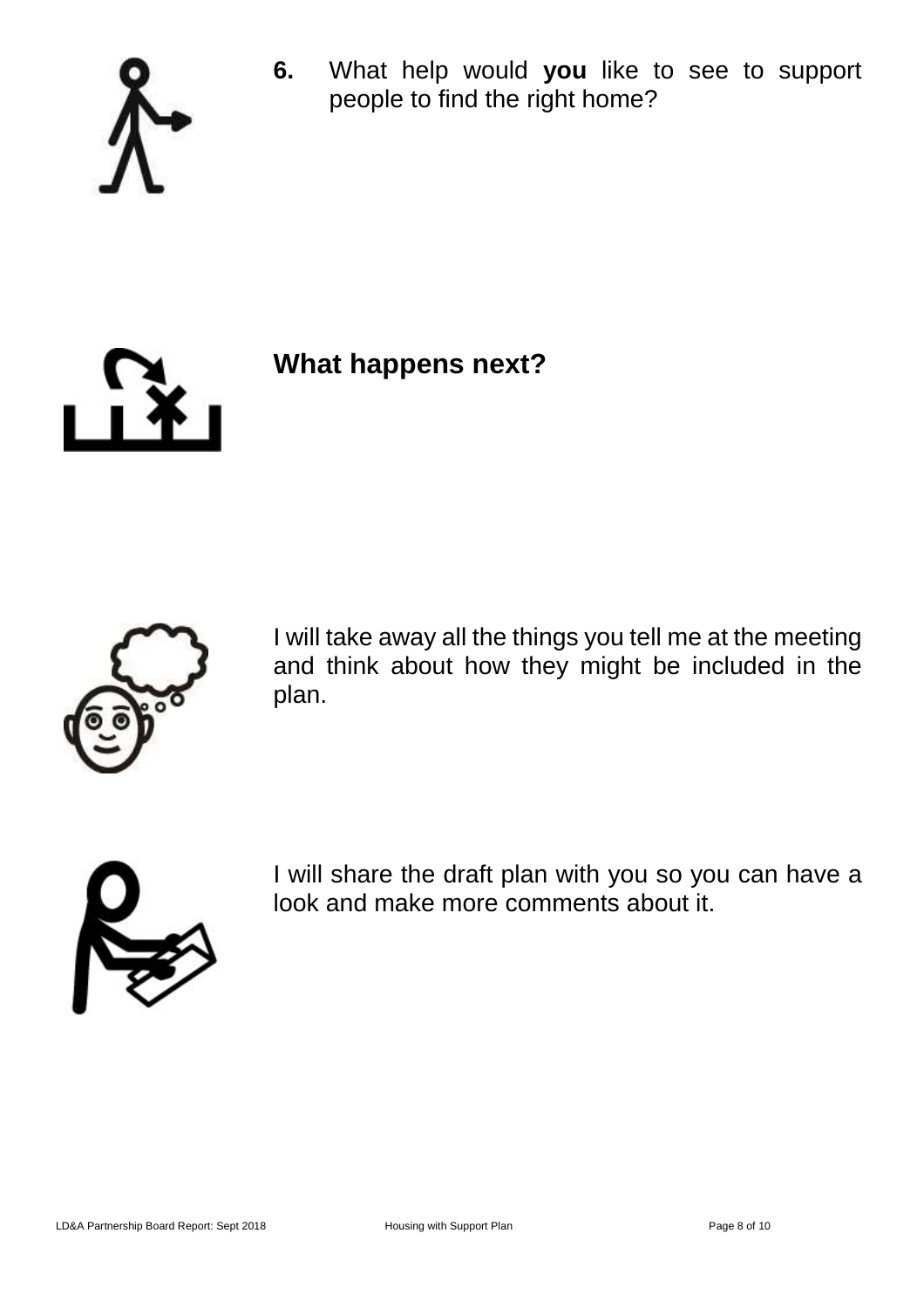**6.** What help would **you** like to see to support people to find the right home?

## What happens next?

I will take away all the things you tell me at the meeting and think about how they might be included in the plan.

I will share the draft plan with you so you can have a look and make more comments about it.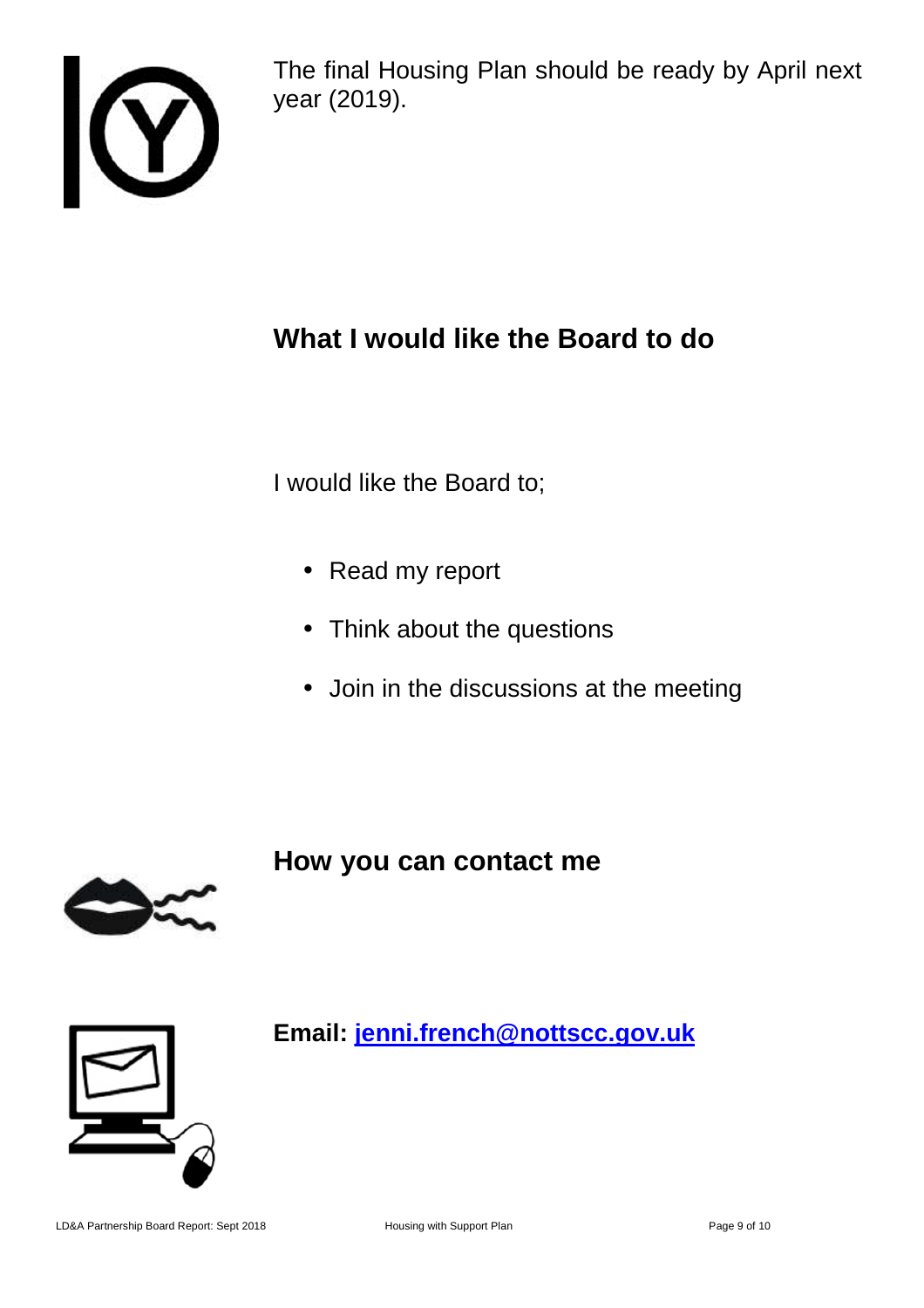The final Housing Plan should be ready by April next year (2019).

## What I would like the Board to do

I would like the Board to;

- Read my report
- Think about the questions
- Join in the discussions at the meeting

## How you can contact me

**Email: jenni.french@nottscc.gov.uk**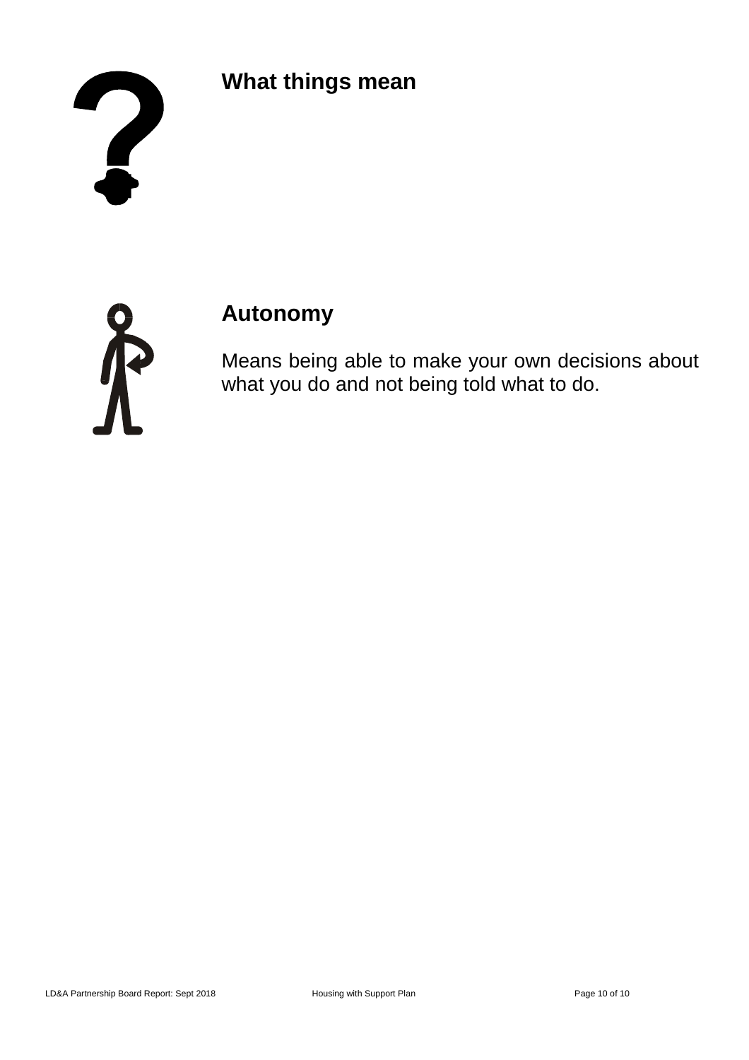## What things mean

### Autonomy

Means being able to make your own decisions about what you do and not being told what to do.